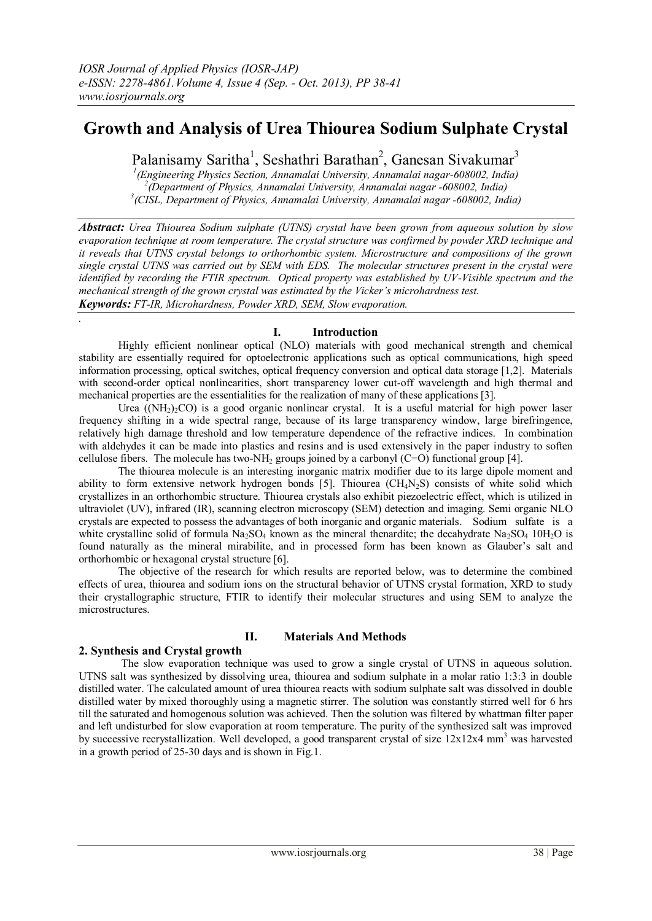# Growth and Analysis of Urea Thiourea Sodium Sulphate Crystal

Palanisamy Saritha[1], Seshathri Barathan[2], Ganesan Sivakumar[3]

[1](Engineering Physics Section, Annamalai University, Annamalai nagar-608002, India)
[2](Department of Physics, Annamalai University, Annamalai nagar -608002, India)
[3](CISL, Department of Physics, Annamalai University, Annamalai nagar -608002, India)

***Abstract:*** *Urea Thiourea Sodium sulphate (UTNS) crystal have been grown from aqueous solution by slow evaporation technique at room temperature. The crystal structure was confirmed by powder XRD technique and it reveals that UTNS crystal belongs to orthorhombic system. Microstructure and compositions of the grown single crystal UTNS was carried out by SEM with EDS. The molecular structures present in the crystal were identified by recording the FTIR spectrum. Optical property was established by UV-Visible spectrum and the mechanical strength of the grown crystal was estimated by the Vicker's microhardness test.*

***Keywords:*** *FT-IR, Microhardness, Powder XRD, SEM, Slow evaporation.*

## I. Introduction

Highly efficient nonlinear optical (NLO) materials with good mechanical strength and chemical stability are essentially required for optoelectronic applications such as optical communications, high speed information processing, optical switches, optical frequency conversion and optical data storage [1,2]. Materials with second-order optical nonlinearities, short transparency lower cut-off wavelength and high thermal and mechanical properties are the essentialities for the realization of many of these applications [3].

Urea ($(NH_2)_2CO$) is a good organic nonlinear crystal. It is a useful material for high power laser frequency shifting in a wide spectral range, because of its large transparency window, large birefringence, relatively high damage threshold and low temperature dependence of the refractive indices. In combination with aldehydes it can be made into plastics and resins and is used extensively in the paper industry to soften cellulose fibers. The molecule has two-$NH_2$ groups joined by a carbonyl (C=O) functional group [4].

The thiourea molecule is an interesting inorganic matrix modifier due to its large dipole moment and ability to form extensive network hydrogen bonds [5]. Thiourea ($CH_4N_2S$) consists of white solid which crystallizes in an orthorhombic structure. Thiourea crystals also exhibit piezoelectric effect, which is utilized in ultraviolet (UV), infrared (IR), scanning electron microscopy (SEM) detection and imaging. Semi organic NLO crystals are expected to possess the advantages of both inorganic and organic materials. Sodium sulfate is a white crystalline solid of formula $Na_2SO_4$ known as the mineral thenardite; the decahydrate $Na_2SO_4$ $10H_2O$ is found naturally as the mineral mirabilite, and in processed form has been known as Glauber's salt and orthorhombic or hexagonal crystal structure [6].

The objective of the research for which results are reported below, was to determine the combined effects of urea, thiourea and sodium ions on the structural behavior of UTNS crystal formation, XRD to study their crystallographic structure, FTIR to identify their molecular structures and using SEM to analyze the microstructures.

## II. Materials And Methods

### 2. Synthesis and Crystal growth

The slow evaporation technique was used to grow a single crystal of UTNS in aqueous solution. UTNS salt was synthesized by dissolving urea, thiourea and sodium sulphate in a molar ratio 1:3:3 in double distilled water. The calculated amount of urea thiourea reacts with sodium sulphate salt was dissolved in double distilled water by mixed thoroughly using a magnetic stirrer. The solution was constantly stirred well for 6 hrs till the saturated and homogenous solution was achieved. Then the solution was filtered by whattman filter paper and left undisturbed for slow evaporation at room temperature. The purity of the synthesized salt was improved by successive recrystallization. Well developed, a good transparent crystal of size 12x12x4 $mm^3$ was harvested in a growth period of 25-30 days and is shown in Fig.1.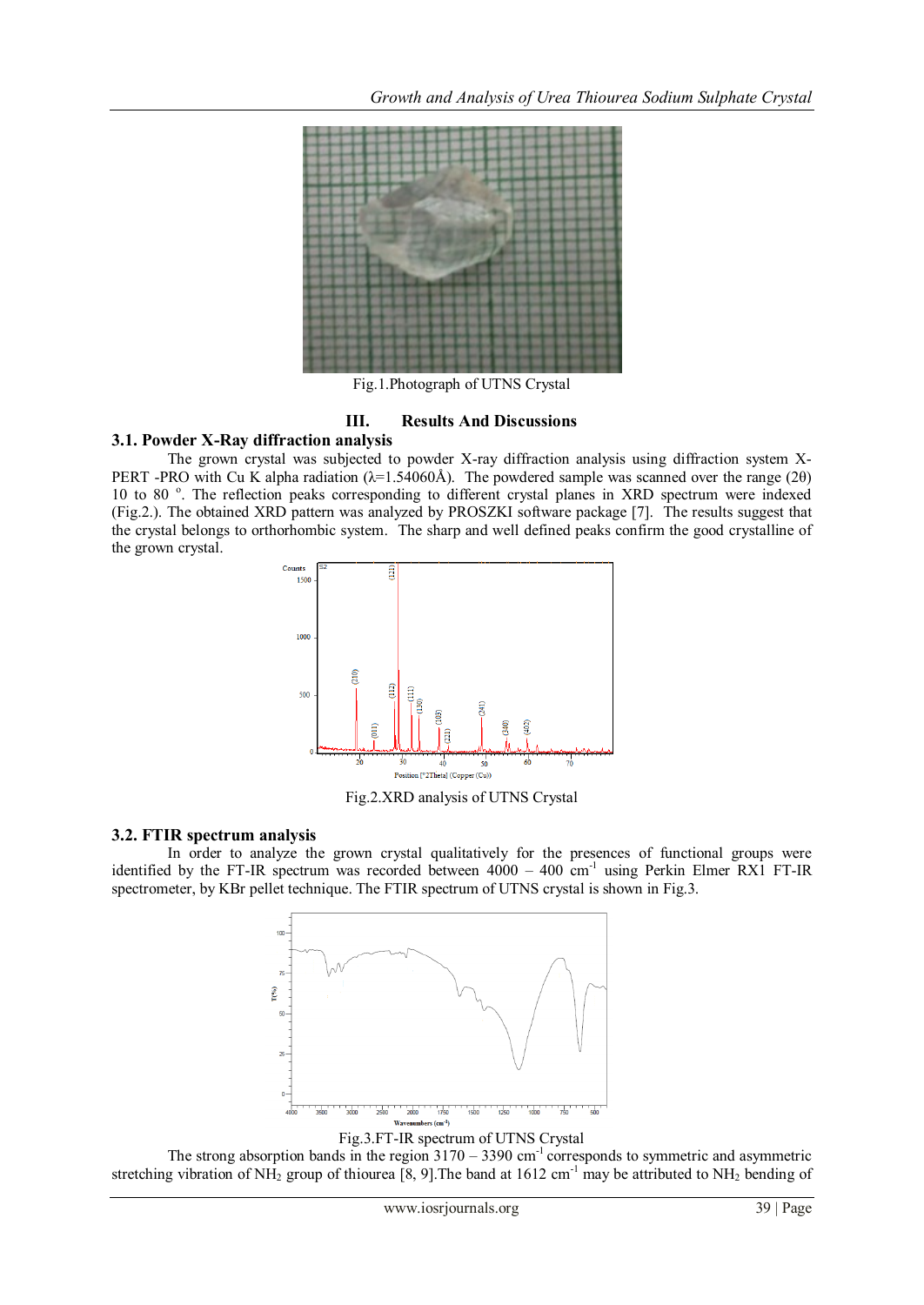Fig.1.Photograph of UTNS Crystal

## III. Results And Discussions

### 3.1. Powder X-Ray diffraction analysis

The grown crystal was subjected to powder X-ray diffraction analysis using diffraction system X-PERT -PRO with Cu K alpha radiation (λ=1.54060Å). The powdered sample was scanned over the range (2θ) 10 to 80 °. The reflection peaks corresponding to different crystal planes in XRD spectrum were indexed (Fig.2.). The obtained XRD pattern was analyzed by PROSZKI software package [7]. The results suggest that the crystal belongs to orthorhombic system. The sharp and well defined peaks confirm the good crystalline of the grown crystal.

Fig.2.XRD analysis of UTNS Crystal

### 3.2. FTIR spectrum analysis

In order to analyze the grown crystal qualitatively for the presences of functional groups were identified by the FT-IR spectrum was recorded between 4000 – 400 $cm^{-1}$ using Perkin Elmer RX1 FT-IR spectrometer, by KBr pellet technique. The FTIR spectrum of UTNS crystal is shown in Fig.3.

Fig.3.FT-IR spectrum of UTNS Crystal

The strong absorption bands in the region 3170 – 3390 $cm^{-1}$ corresponds to symmetric and asymmetric stretching vibration of $NH_2$ group of thiourea [8, 9].The band at 1612 $cm^{-1}$ may be attributed to $NH_2$ bending of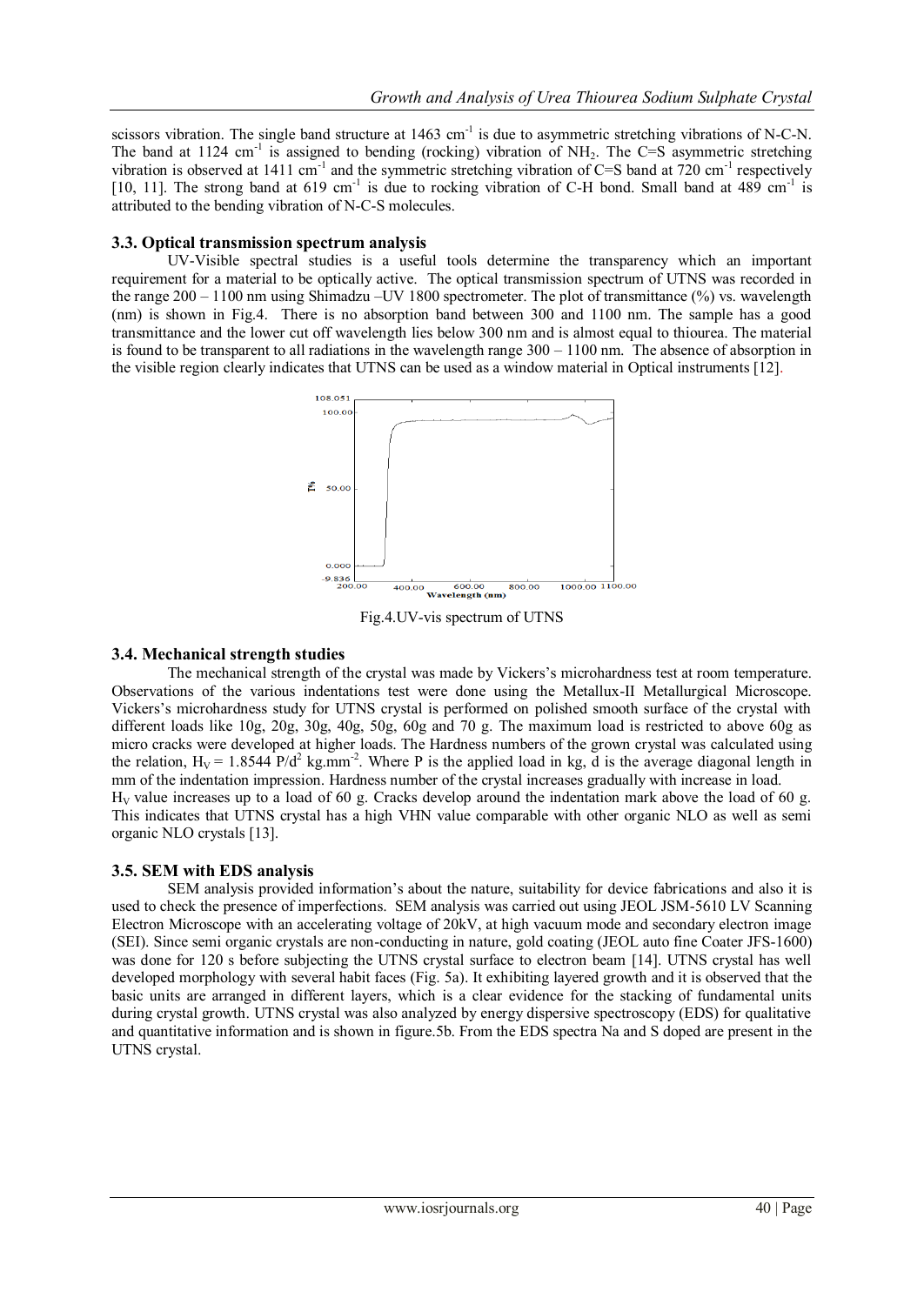scissors vibration. The single band structure at 1463 $cm^{-1}$ is due to asymmetric stretching vibrations of N-C-N. The band at 1124 $cm^{-1}$ is assigned to bending (rocking) vibration of $NH_2$. The C=S asymmetric stretching vibration is observed at 1411 $cm^{-1}$ and the symmetric stretching vibration of C=S band at 720 $cm^{-1}$ respectively [10, 11]. The strong band at 619 $cm^{-1}$ is due to rocking vibration of C-H bond. Small band at 489 $cm^{-1}$ is attributed to the bending vibration of N-C-S molecules.

### 3.3. Optical transmission spectrum analysis

UV-Visible spectral studies is a useful tools determine the transparency which an important requirement for a material to be optically active. The optical transmission spectrum of UTNS was recorded in the range 200 – 1100 nm using Shimadzu –UV 1800 spectrometer. The plot of transmittance (%) vs. wavelength (nm) is shown in Fig.4. There is no absorption band between 300 and 1100 nm. The sample has a good transmittance and the lower cut off wavelength lies below 300 nm and is almost equal to thiourea. The material is found to be transparent to all radiations in the wavelength range 300 – 1100 nm. The absence of absorption in the visible region clearly indicates that UTNS can be used as a window material in Optical instruments [12].

Fig.4.UV-vis spectrum of UTNS

### 3.4. Mechanical strength studies

The mechanical strength of the crystal was made by Vickers's microhardness test at room temperature. Observations of the various indentations test were done using the Metallux-II Metallurgical Microscope. Vickers's microhardness study for UTNS crystal is performed on polished smooth surface of the crystal with different loads like 10g, 20g, 30g, 40g, 50g, 60g and 70 g. The maximum load is restricted to above 60g as micro cracks were developed at higher loads. The Hardness numbers of the grown crystal was calculated using the relation, $H_V = 1.8544\ P/d^2$ $kg.mm^{-2}$. Where P is the applied load in kg, d is the average diagonal length in mm of the indentation impression. Hardness number of the crystal increases gradually with increase in load.
$H_V$ value increases up to a load of 60 g. Cracks develop around the indentation mark above the load of 60 g. This indicates that UTNS crystal has a high VHN value comparable with other organic NLO as well as semi organic NLO crystals [13].

### 3.5. SEM with EDS analysis

SEM analysis provided information's about the nature, suitability for device fabrications and also it is used to check the presence of imperfections. SEM analysis was carried out using JEOL JSM-5610 LV Scanning Electron Microscope with an accelerating voltage of 20kV, at high vacuum mode and secondary electron image (SEI). Since semi organic crystals are non-conducting in nature, gold coating (JEOL auto fine Coater JFS-1600) was done for 120 s before subjecting the UTNS crystal surface to electron beam [14]. UTNS crystal has well developed morphology with several habit faces (Fig. 5a). It exhibiting layered growth and it is observed that the basic units are arranged in different layers, which is a clear evidence for the stacking of fundamental units during crystal growth. UTNS crystal was also analyzed by energy dispersive spectroscopy (EDS) for qualitative and quantitative information and is shown in figure.5b. From the EDS spectra Na and S doped are present in the UTNS crystal.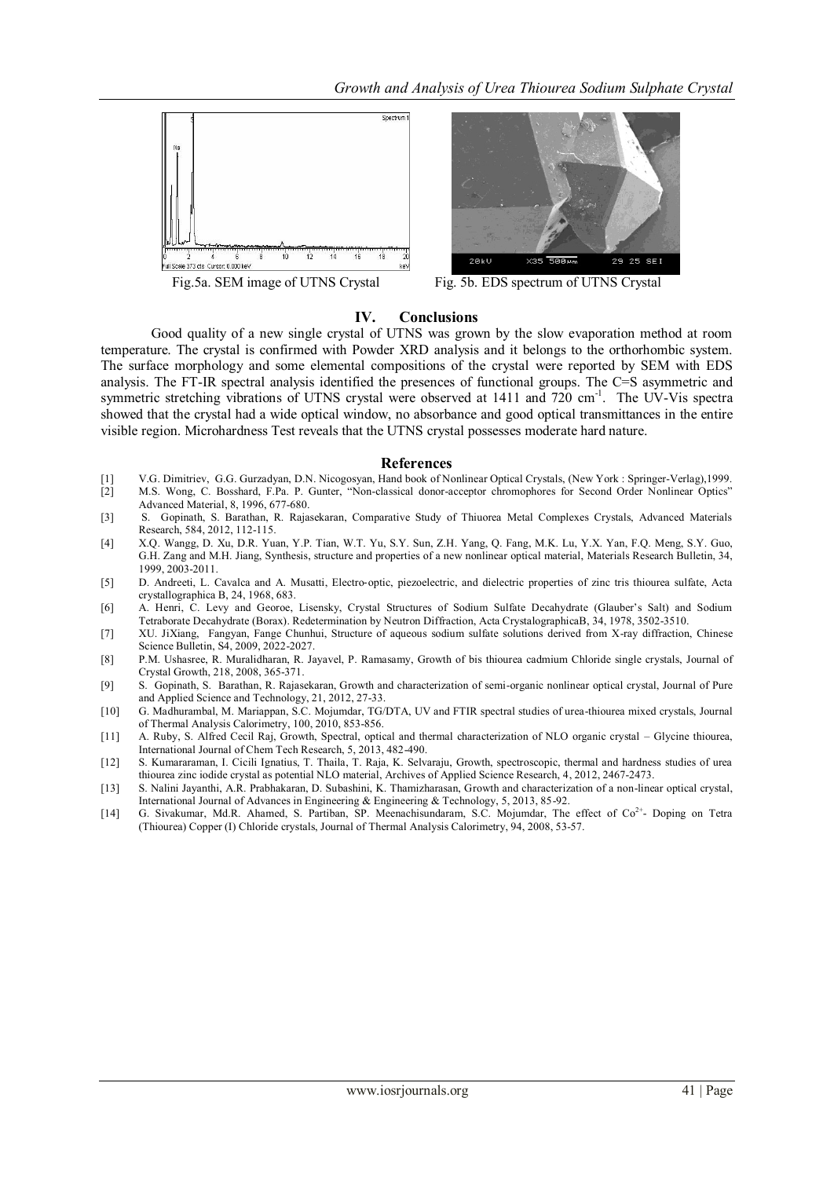Spectrum 1

Na

S

0 2 4 6 8 10 12 14 16 18 20

Full Scale 373 cts Cursor: 0.000 keV keV

20kV X35 500μm 29 25 SEI

Fig.5a. SEM image of UTNS Crystal Fig. 5b. EDS spectrum of UTNS Crystal

## IV. Conclusions

Good quality of a new single crystal of UTNS was grown by the slow evaporation method at room temperature. The crystal is confirmed with Powder XRD analysis and it belongs to the orthorhombic system. The surface morphology and some elemental compositions of the crystal were reported by SEM with EDS analysis. The FT-IR spectral analysis identified the presences of functional groups. The C=S asymmetric and symmetric stretching vibrations of UTNS crystal were observed at 1411 and 720 $cm^{-1}$. The UV-Vis spectra showed that the crystal had a wide optical window, no absorbance and good optical transmittances in the entire visible region. Microhardness Test reveals that the UTNS crystal possesses moderate hard nature.

## References

[1] V.G. Dimitriev, G.G. Gurzadyan, D.N. Nicogosyan, Hand book of Nonlinear Optical Crystals, (New York : Springer-Verlag),1999.

[2] M.S. Wong, C. Bosshard, F.Pa. P. Gunter, "Non-classical donor-acceptor chromophores for Second Order Nonlinear Optics" Advanced Material, 8, 1996, 677-680.

[3] S. Gopinath, S. Barathan, R. Rajasekaran, Comparative Study of Thiuorea Metal Complexes Crystals, Advanced Materials Research, 584, 2012, 112-115.

[4] X.Q. Wangg, D. Xu, D.R. Yuan, Y.P. Tian, W.T. Yu, S.Y. Sun, Z.H. Yang, Q. Fang, M.K. Lu, Y.X. Yan, F.Q. Meng, S.Y. Guo, G.H. Zang and M.H. Jiang, Synthesis, structure and properties of a new nonlinear optical material, Materials Research Bulletin, 34, 1999, 2003-2011.

[5] D. Andreeti, L. Cavalca and A. Musatti, Electro-optic, piezoelectric, and dielectric properties of zinc tris thiourea sulfate, Acta crystallographica B, 24, 1968, 683.

[6] A. Henri, C. Levy and Georoe, Lisensky, Crystal Structures of Sodium Sulfate Decahydrate (Glauber's Salt) and Sodium Tetraborate Decahydrate (Borax). Redetermination by Neutron Diffraction, Acta CrystalographicaB, 34, 1978, 3502-3510.

[7] XU. JiXiang, Fangyan, Fange Chunhui, Structure of aqueous sodium sulfate solutions derived from X-ray diffraction, Chinese Science Bulletin, S4, 2009, 2022-2027.

[8] P.M. Ushasree, R. Muralidharan, R. Jayavel, P. Ramasamy, Growth of bis thiourea cadmium Chloride single crystals, Journal of Crystal Growth, 218, 2008, 365-371.

[9] S. Gopinath, S. Barathan, R. Rajasekaran, Growth and characterization of semi-organic nonlinear optical crystal, Journal of Pure and Applied Science and Technology, 21, 2012, 27-33.

[10] G. Madhurambal, M. Mariappan, S.C. Mojumdar, TG/DTA, UV and FTIR spectral studies of urea-thiourea mixed crystals, Journal of Thermal Analysis Calorimetry, 100, 2010, 853-856.

[11] A. Ruby, S. Alfred Cecil Raj, Growth, Spectral, optical and thermal characterization of NLO organic crystal – Glycine thiourea, International Journal of Chem Tech Research, 5, 2013, 482-490.

[12] S. Kumararaman, I. Cicili Ignatius, T. Thaila, T. Raja, K. Selvaraju, Growth, spectroscopic, thermal and hardness studies of urea thiourea zinc iodide crystal as potential NLO material, Archives of Applied Science Research, 4, 2012, 2467-2473.

[13] S. Nalini Jayanthi, A.R. Prabhakaran, D. Subashini, K. Thamizharasan, Growth and characterization of a non-linear optical crystal, International Journal of Advances in Engineering & Engineering & Technology, 5, 2013, 85-92.

[14] G. Sivakumar, Md.R. Ahamed, S. Partiban, SP. Meenachisundaram, S.C. Mojumdar, The effect of $Co^{2+}$- Doping on Tetra (Thiourea) Copper (I) Chloride crystals, Journal of Thermal Analysis Calorimetry, 94, 2008, 53-57.